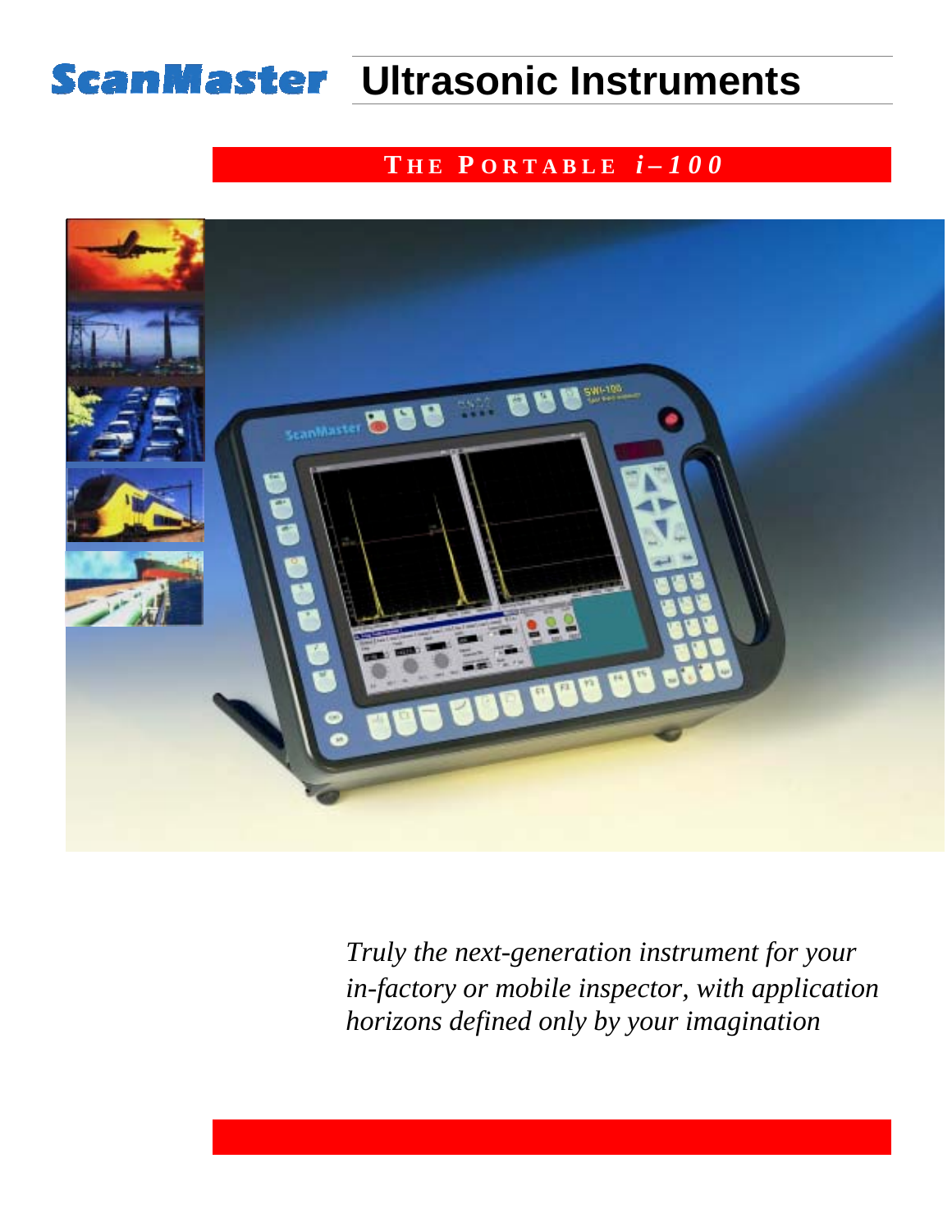# ScanMaster Ultrasonic Instruments

## THE PORTABLE *i–100*

*Truly the next-generation instrument for your in-factory or mobile inspector, with application horizons defined only by your imagination*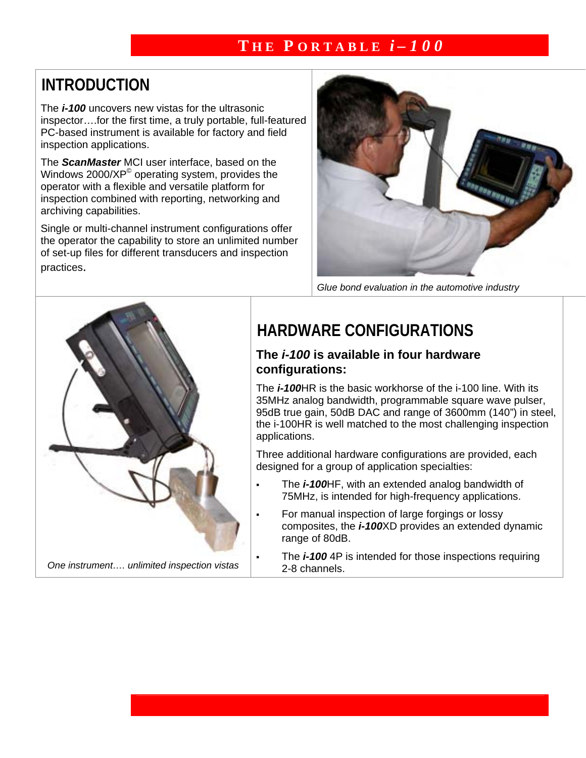# THE PORTABLE *i–100*

## INTRODUCTION

The ***i-100*** uncovers new vistas for the ultrasonic inspector….for the first time, a truly portable, full-featured PC-based instrument is available for factory and field inspection applications.

The ***ScanMaster*** MCI user interface, based on the Windows 2000/XP© operating system, provides the operator with a flexible and versatile platform for inspection combined with reporting, networking and archiving capabilities.

Single or multi-channel instrument configurations offer the operator the capability to store an unlimited number of set-up files for different transducers and inspection practices.

*Glue bond evaluation in the automotive industry*

*One instrument…. unlimited inspection vistas*

## HARDWARE CONFIGURATIONS

### The *i-100* is available in four hardware configurations:

The ***i-100***HR is the basic workhorse of the i-100 line. With its 35MHz analog bandwidth, programmable square wave pulser, 95dB true gain, 50dB DAC and range of 3600mm (140") in steel, the i-100HR is well matched to the most challenging inspection applications.

Three additional hardware configurations are provided, each designed for a group of application specialties:

- The ***i-100***HF, with an extended analog bandwidth of 75MHz, is intended for high-frequency applications.
- For manual inspection of large forgings or lossy composites, the ***i-100***XD provides an extended dynamic range of 80dB.
- The ***i-100*** 4P is intended for those inspections requiring 2-8 channels.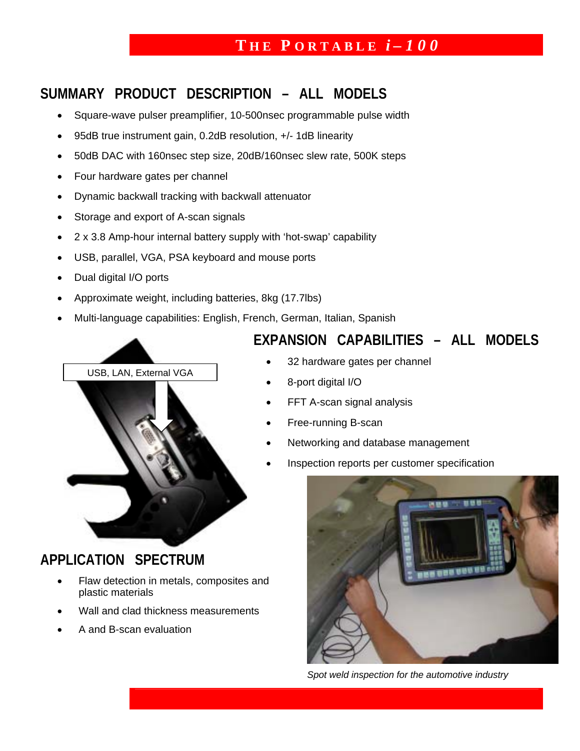# THE PORTABLE *i–100*

## SUMMARY PRODUCT DESCRIPTION – ALL MODELS

- Square-wave pulser preamplifier, 10-500nsec programmable pulse width
- 95dB true instrument gain, 0.2dB resolution, +/- 1dB linearity
- 50dB DAC with 160nsec step size, 20dB/160nsec slew rate, 500K steps
- Four hardware gates per channel
- Dynamic backwall tracking with backwall attenuator
- Storage and export of A-scan signals
- 2 x 3.8 Amp-hour internal battery supply with 'hot-swap' capability
- USB, parallel, VGA, PSA keyboard and mouse ports
- Dual digital I/O ports
- Approximate weight, including batteries, 8kg (17.7lbs)
- Multi-language capabilities: English, French, German, Italian, Spanish

USB, LAN, External VGA

## EXPANSION CAPABILITIES – ALL MODELS

- 32 hardware gates per channel
- 8-port digital I/O
- FFT A-scan signal analysis
- Free-running B-scan
- Networking and database management
- Inspection reports per customer specification

## APPLICATION SPECTRUM

- Flaw detection in metals, composites and plastic materials
- Wall and clad thickness measurements
- A and B-scan evaluation

*Spot weld inspection for the automotive industry*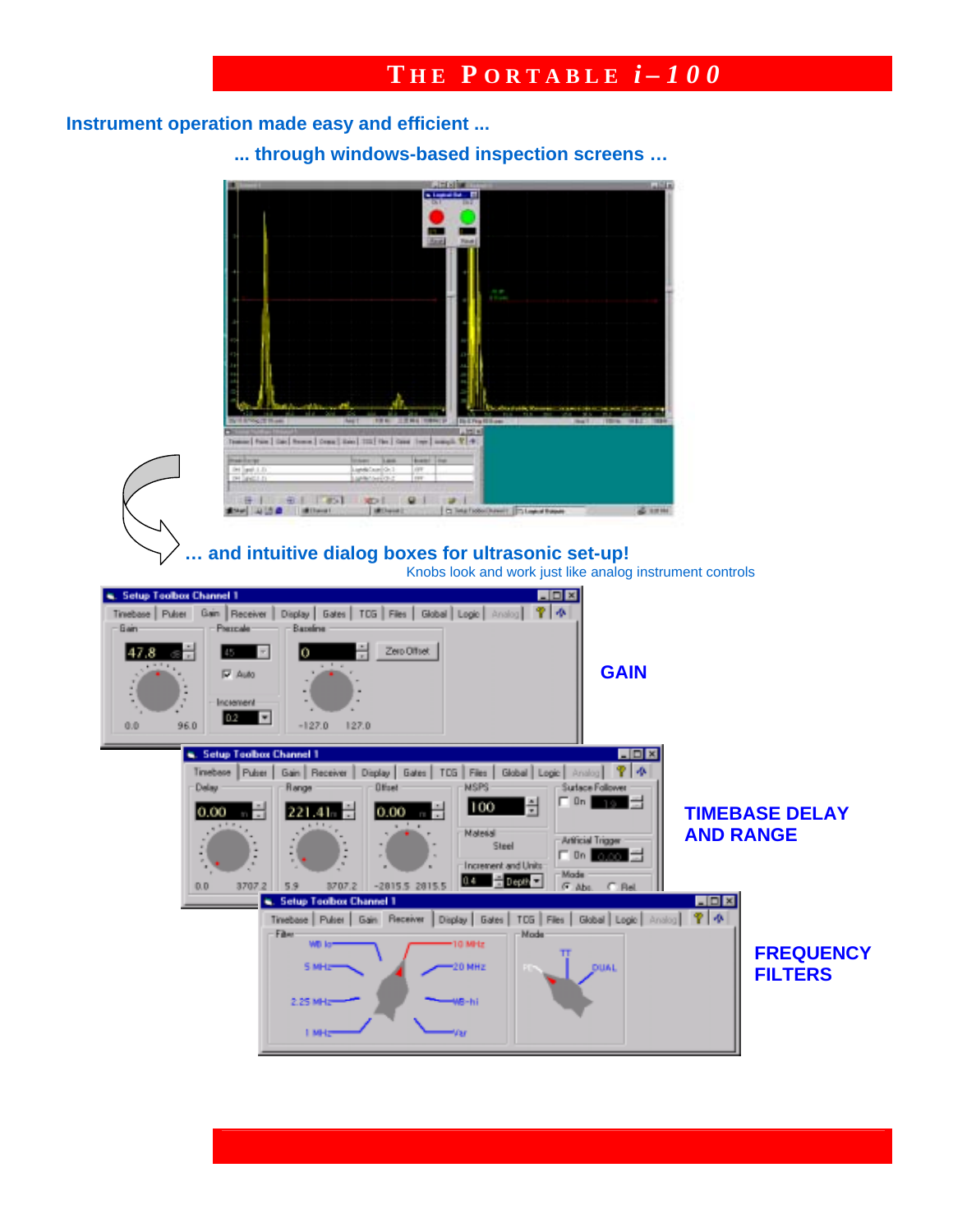# THE PORTABLE *i–100*

## Instrument operation made easy and efficient ...

## ... through windows-based inspection screens ...

## ... and intuitive dialog boxes for ultrasonic set-up!

Knobs look and work just like analog instrument controls

**GAIN**

**TIMEBASE DELAY AND RANGE**

**FREQUENCY FILTERS**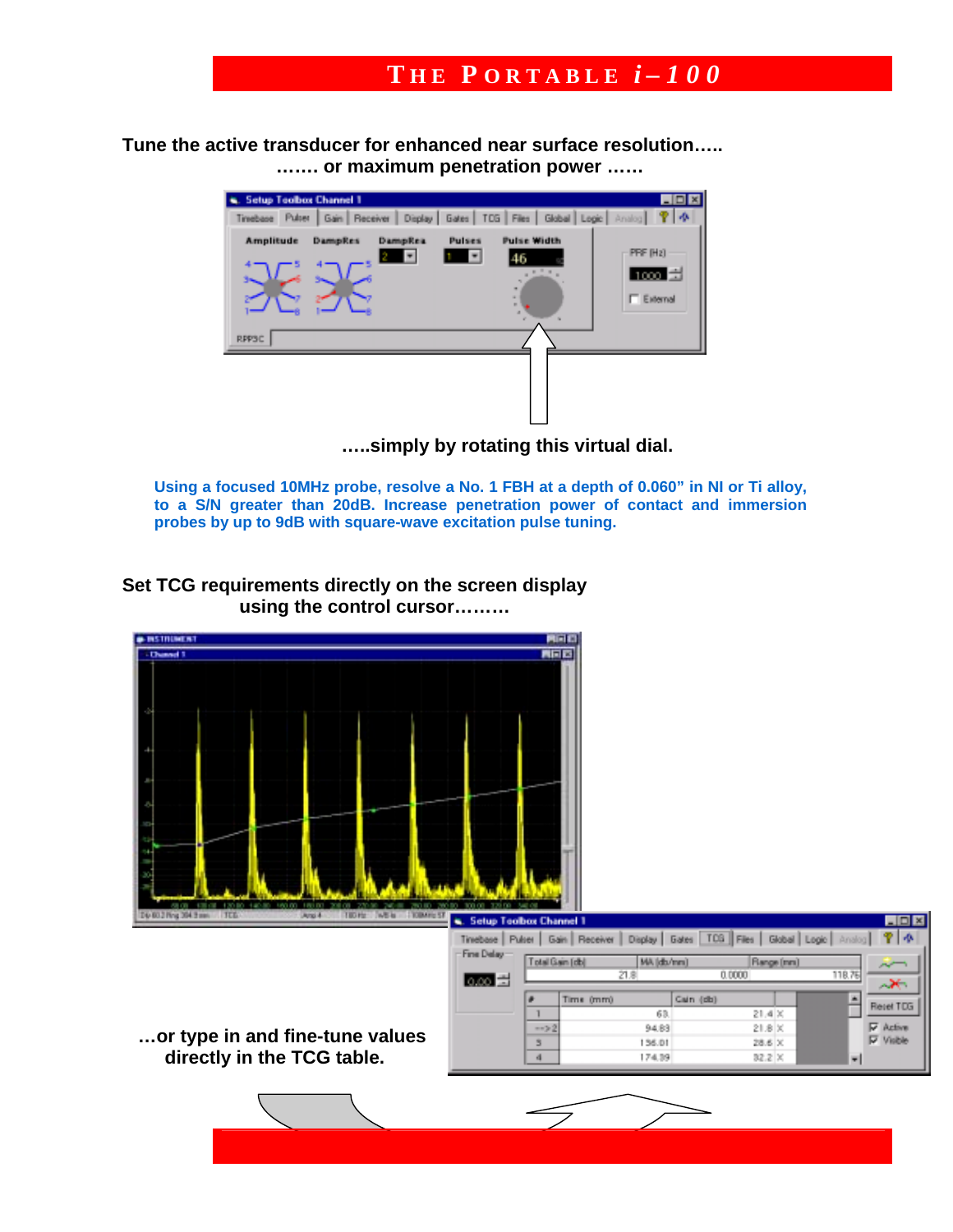Tune the active transducer for enhanced near surface resolution…..

……. or maximum penetration power ……

…..simply by rotating this virtual dial.

Using a focused 10MHz probe, resolve a No. 1 FBH at a depth of 0.060" in NI or Ti alloy, to a S/N greater than 20dB. Increase penetration power of contact and immersion probes by up to 9dB with square-wave excitation pulse tuning.

Set TCG requirements directly on the screen display using the control cursor………

…or type in and fine-tune values directly in the TCG table.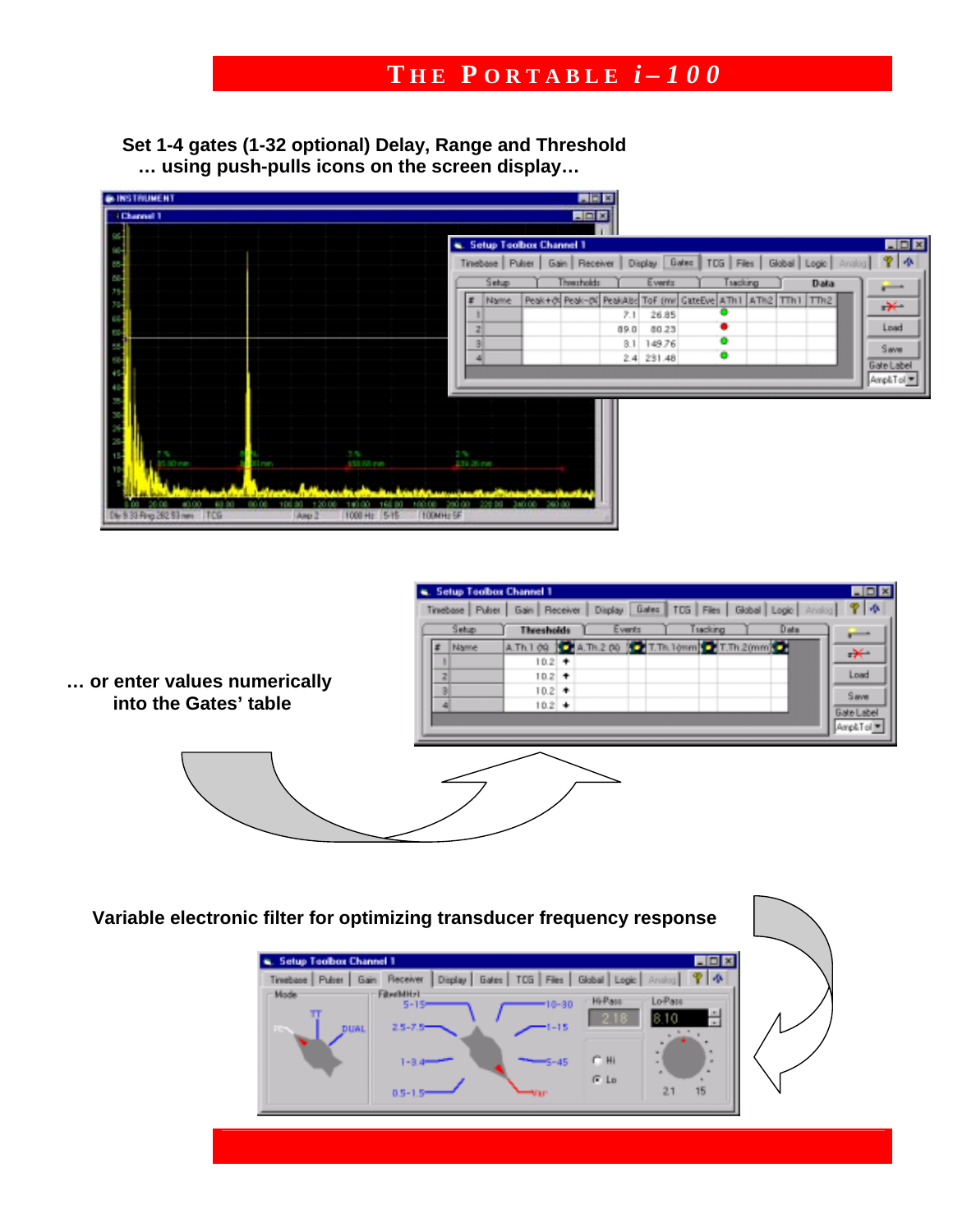Set 1-4 gates (1-32 optional) Delay, Range and Threshold
… using push-pulls icons on the screen display…

… or enter values numerically into the Gates' table

Variable electronic filter for optimizing transducer frequency response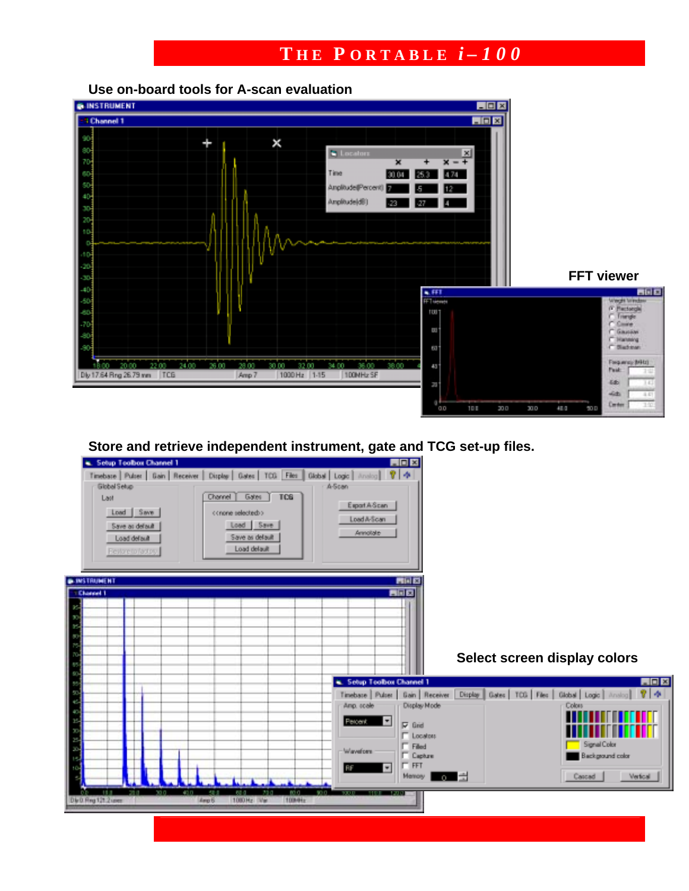# THE PORTABLE *i–100*

## Use on-board tools for A-scan evaluation

**FFT viewer**

## Store and retrieve independent instrument, gate and TCG set-up files.

**Select screen display colors**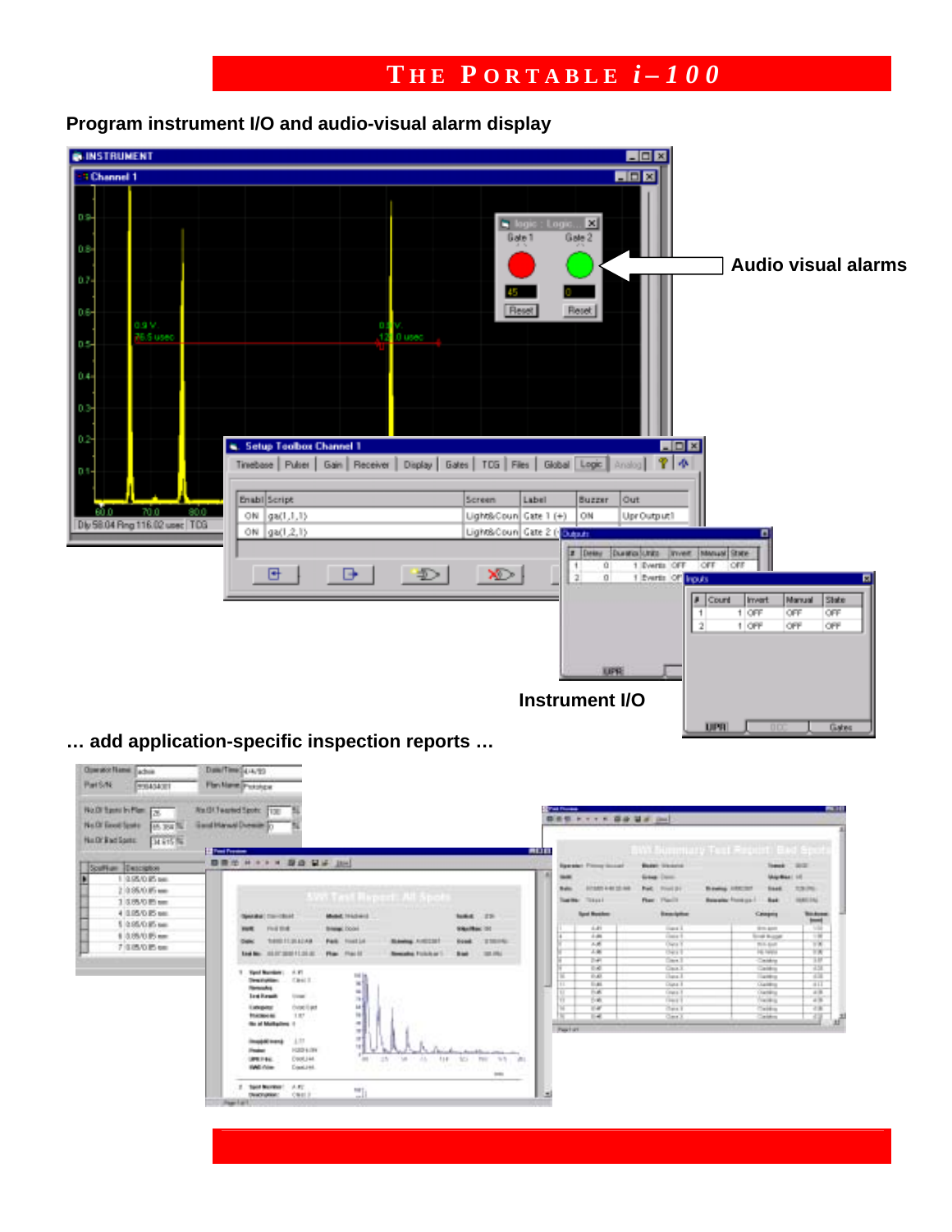# THE PORTABLE *i–100*

**Program instrument I/O and audio-visual alarm display**

**Audio visual alarms**

**Instrument I/O**

**… add application-specific inspection reports …**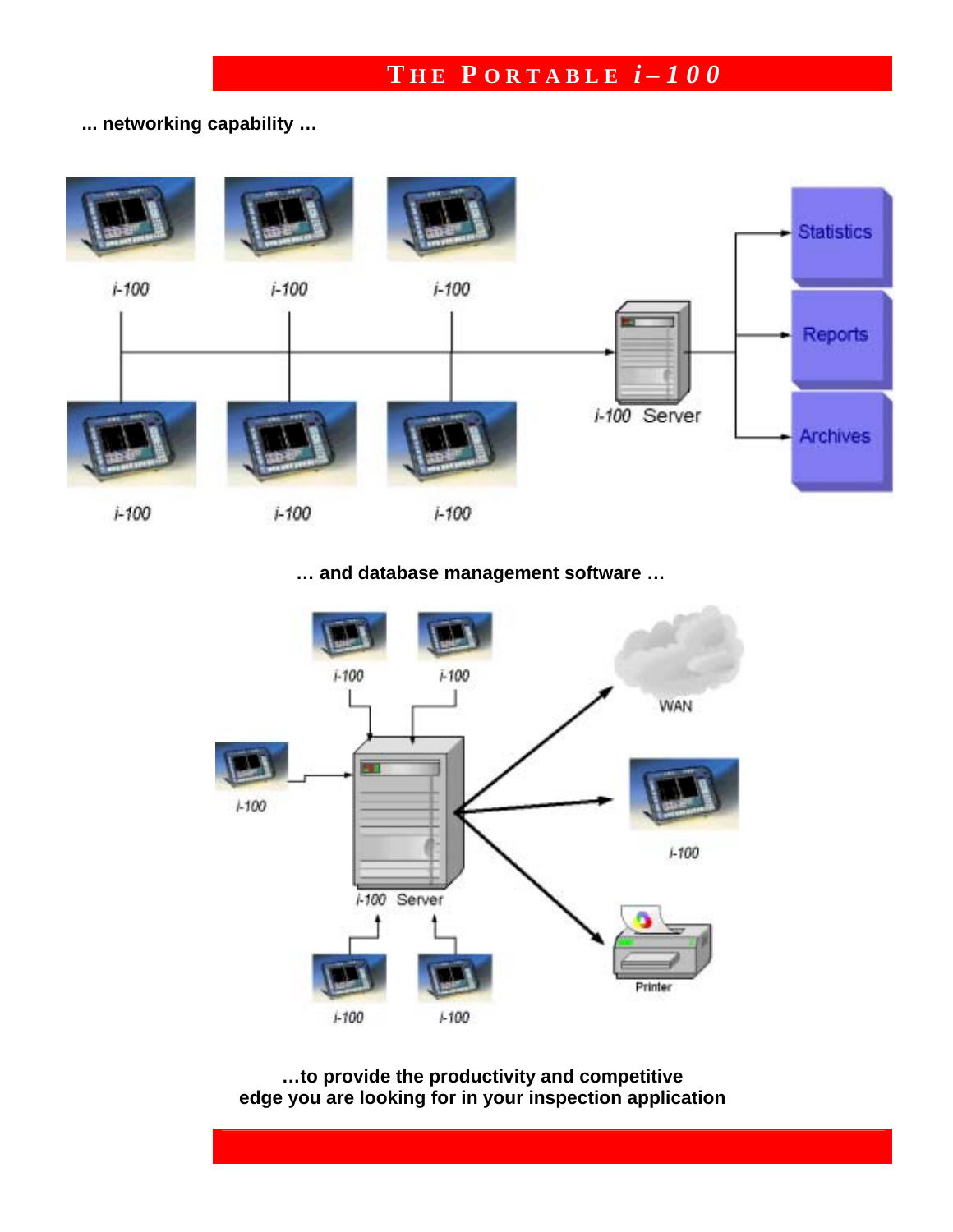# THE PORTABLE *i–100*

**... networking capability …**

i-100

i-100

i-100

i-100 Server

Statistics

Reports

Archives

i-100

i-100

i-100

**… and database management software …**

i-100

i-100

WAN

i-100

i-100

i-100 Server

Printer

i-100

i-100

**…to provide the productivity and competitive edge you are looking for in your inspection application**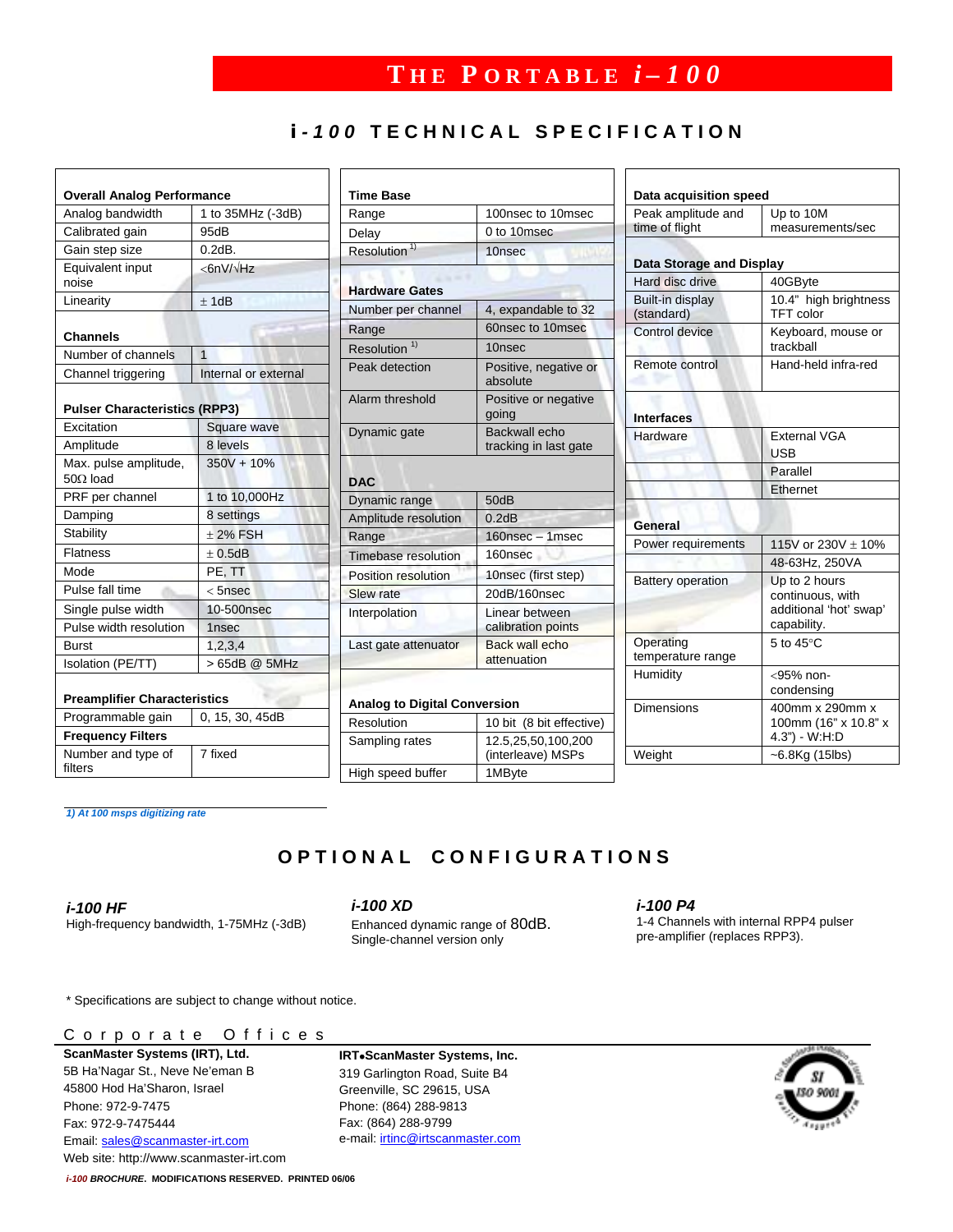# THE PORTABLE *i–100*

## *i-100* TECHNICAL SPECIFICATION

| | |
|---|---|
| **Overall Analog Performance** | |
| Analog bandwidth | 1 to 35MHz (-3dB) |
| Calibrated gain | 95dB |
| Gain step size | 0.2dB. |
| Equivalent input noise | <6nV/√Hz |
| Linearity | ± 1dB |
| **Channels** | |
| Number of channels | 1 |
| Channel triggering | Internal or external |
| **Pulser Characteristics (RPP3)** | |
| Excitation | Square wave |
| Amplitude | 8 levels |
| Max. pulse amplitude, 50Ω load | 350V + 10% |
| PRF per channel | 1 to 10,000Hz |
| Damping | 8 settings |
| Stability | ± 2% FSH |
| Flatness | ± 0.5dB |
| Mode | PE, TT |
| Pulse fall time | < 5nsec |
| Single pulse width | 10-500nsec |
| Pulse width resolution | 1nsec |
| Burst | 1,2,3,4 |
| Isolation (PE/TT) | > 65dB @ 5MHz |
| **Preamplifier Characteristics** | |
| Programmable gain | 0, 15, 30, 45dB |
| **Frequency Filters** | |
| Number and type of filters | 7 fixed |

| | |
|---|---|
| **Time Base** | |
| Range | 100nsec to 10msec |
| Delay | 0 to 10msec |
| Resolution [1] | 10nsec |
| **Hardware Gates** | |
| Number per channel | 4, expandable to 32 |
| Range | 60nsec to 10msec |
| Resolution [1] | 10nsec |
| Peak detection | Positive, negative or absolute |
| Alarm threshold | Positive or negative going |
| Dynamic gate | Backwall echo tracking in last gate |
| **DAC** | |
| Dynamic range | 50dB |
| Amplitude resolution | 0.2dB |
| Range | 160nsec – 1msec |
| Timebase resolution | 160nsec |
| Position resolution | 10nsec (first step) |
| Slew rate | 20dB/160nsec |
| Interpolation | Linear between calibration points |
| Last gate attenuator | Back wall echo attenuation |
| **Analog to Digital Conversion** | |
| Resolution | 10 bit (8 bit effective) |
| Sampling rates | 12.5,25,50,100,200 (interleave) MSPs |
| High speed buffer | 1MByte |

| | |
|---|---|
| **Data acquisition speed** | |
| Peak amplitude and time of flight | Up to 10M measurements/sec |
| **Data Storage and Display** | |
| Hard disc drive | 40GByte |
| Built-in display (standard) | 10.4" high brightness TFT color |
| Control device | Keyboard, mouse or trackball |
| Remote control | Hand-held infra-red |
| **Interfaces** | |
| Hardware | External VGA |
| | USB |
| | Parallel |
| | Ethernet |
| **General** | |
| Power requirements | 115V or 230V ± 10% |
| | 48-63Hz, 250VA |
| Battery operation | Up to 2 hours continuous, with additional 'hot' swap' capability. |
| Operating temperature range | 5 to 45°C |
| Humidity | <95% non-condensing |
| Dimensions | 400mm x 290mm x 100mm (16" x 10.8" x 4.3") - W:H:D |
| Weight | ~6.8Kg (15lbs) |

*1) At 100 msps digitizing rate*

## OPTIONAL CONFIGURATIONS

***i-100 HF***
High-frequency bandwidth, 1-75MHz (-3dB)

***i-100 XD***
Enhanced dynamic range of 80dB.
Single-channel version only

***i-100 P4***
1-4 Channels with internal RPP4 pulser pre-amplifier (replaces RPP3).

* Specifications are subject to change without notice.

### Corporate Offices

**ScanMaster Systems (IRT), Ltd.**
5B Ha'Nagar St., Neve Ne'eman B
45800 Hod Ha'Sharon, Israel
Phone: 972-9-7475
Fax: 972-9-7475444
Email: sales@scanmaster-irt.com
Web site: http://www.scanmaster-irt.com

**IRT•ScanMaster Systems, Inc.**
319 Garlington Road, Suite B4
Greenville, SC 29615, USA
Phone: (864) 288-9813
Fax: (864) 288-9799
e-mail: irtinc@irtscanmaster.com

*i-100 BROCHURE*. MODIFICATIONS RESERVED. PRINTED 06/06